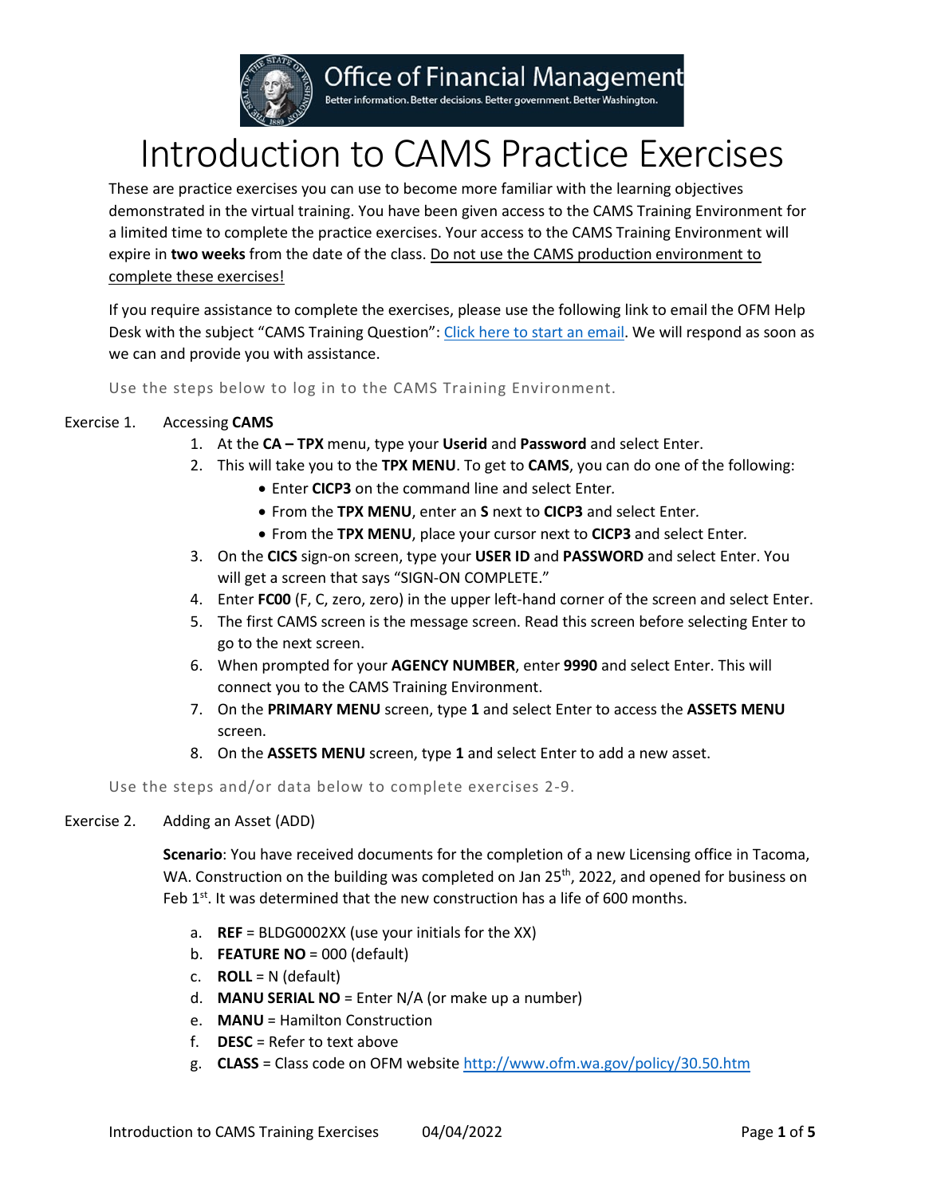Office of Financial Management

Better information. Better decisions. Better government. Better Washington.

# Introduction to CAMS Practice Exercises

These are practice exercises you can use to become more familiar with the learning objectives demonstrated in the virtual training. You have been given access to the CAMS Training Environment for a limited time to complete the practice exercises. Your access to the CAMS Training Environment will expire in **two weeks** from the date of the class. Do not use the CAMS production environment to complete these exercises!

If you require assistance to complete the exercises, please use the following link to email the OFM Help Desk with the subject "CAMS Training Question": Click here to start an email. We will respond as soon as we can and provide you with assistance.

Use the steps below to log in to the CAMS Training Environment.

Exercise 1. Accessing **CAMS**

1. At the **CA – TPX** menu, type your **Userid** and **Password** and select Enter.
2. This will take you to the **TPX MENU**. To get to **CAMS**, you can do one of the following:
   - Enter **CICP3** on the command line and select Enter.
   - From the **TPX MENU**, enter an **S** next to **CICP3** and select Enter.
   - From the **TPX MENU**, place your cursor next to **CICP3** and select Enter.
3. On the **CICS** sign-on screen, type your **USER ID** and **PASSWORD** and select Enter. You will get a screen that says "SIGN-ON COMPLETE."
4. Enter **FC00** (F, C, zero, zero) in the upper left-hand corner of the screen and select Enter.
5. The first CAMS screen is the message screen. Read this screen before selecting Enter to go to the next screen.
6. When prompted for your **AGENCY NUMBER**, enter **9990** and select Enter. This will connect you to the CAMS Training Environment.
7. On the **PRIMARY MENU** screen, type **1** and select Enter to access the **ASSETS MENU** screen.
8. On the **ASSETS MENU** screen, type **1** and select Enter to add a new asset.

Use the steps and/or data below to complete exercises 2-9.

Exercise 2. Adding an Asset (ADD)

**Scenario**: You have received documents for the completion of a new Licensing office in Tacoma, WA. Construction on the building was completed on Jan 25th, 2022, and opened for business on Feb 1st. It was determined that the new construction has a life of 600 months.

a. **REF** = BLDG0002XX (use your initials for the XX)
b. **FEATURE NO** = 000 (default)
c. **ROLL** = N (default)
d. **MANU SERIAL NO** = Enter N/A (or make up a number)
e. **MANU** = Hamilton Construction
f. **DESC** = Refer to text above
g. **CLASS** = Class code on OFM website http://www.ofm.wa.gov/policy/30.50.htm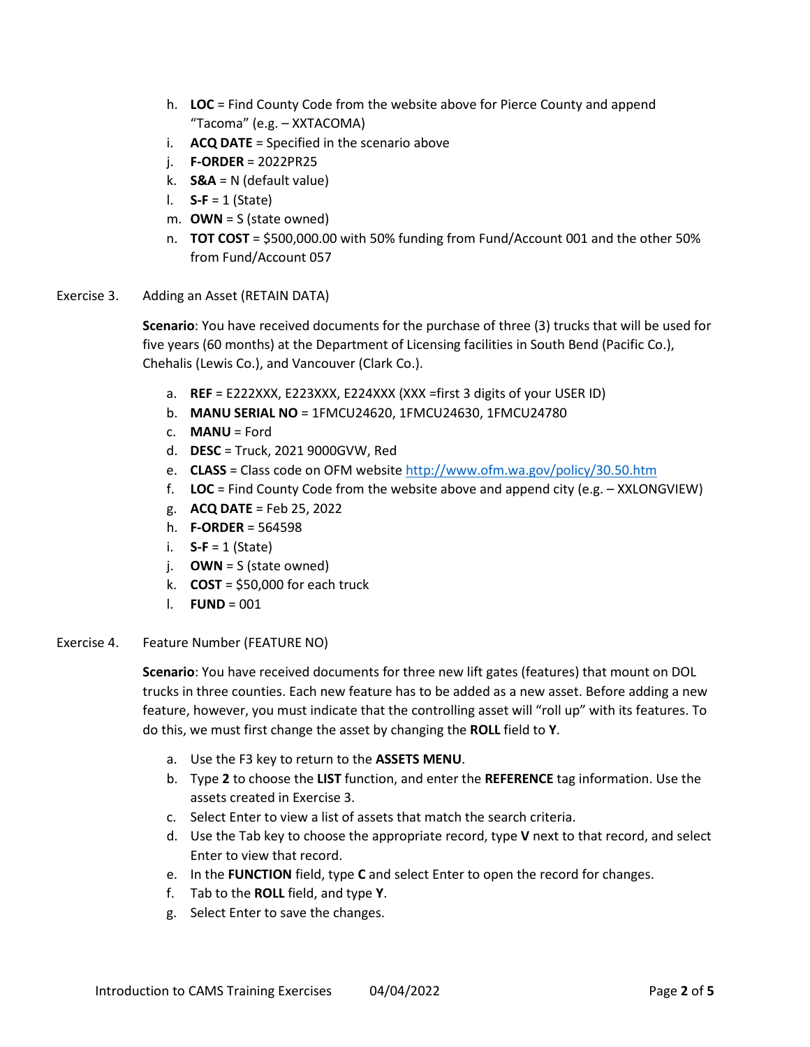h. **LOC** = Find County Code from the website above for Pierce County and append "Tacoma" (e.g. – XXTACOMA)
i. **ACQ DATE** = Specified in the scenario above
j. **F-ORDER** = 2022PR25
k. **S&A** = N (default value)
l. **S-F** = 1 (State)
m. **OWN** = S (state owned)
n. **TOT COST** = $500,000.00 with 50% funding from Fund/Account 001 and the other 50% from Fund/Account 057

Exercise 3. Adding an Asset (RETAIN DATA)

**Scenario**: You have received documents for the purchase of three (3) trucks that will be used for five years (60 months) at the Department of Licensing facilities in South Bend (Pacific Co.), Chehalis (Lewis Co.), and Vancouver (Clark Co.).

a. **REF** = E222XXX, E223XXX, E224XXX (XXX =first 3 digits of your USER ID)
b. **MANU SERIAL NO** = 1FMCU24620, 1FMCU24630, 1FMCU24780
c. **MANU** = Ford
d. **DESC** = Truck, 2021 9000GVW, Red
e. **CLASS** = Class code on OFM website [http://www.ofm.wa.gov/policy/30.50.htm](http://www.ofm.wa.gov/policy/30.50.htm)
f. **LOC** = Find County Code from the website above and append city (e.g. – XXLONGVIEW)
g. **ACQ DATE** = Feb 25, 2022
h. **F-ORDER** = 564598
i. **S-F** = 1 (State)
j. **OWN** = S (state owned)
k. **COST** = $50,000 for each truck
l. **FUND** = 001

Exercise 4. Feature Number (FEATURE NO)

**Scenario**: You have received documents for three new lift gates (features) that mount on DOL trucks in three counties. Each new feature has to be added as a new asset. Before adding a new feature, however, you must indicate that the controlling asset will "roll up" with its features. To do this, we must first change the asset by changing the **ROLL** field to **Y**.

a. Use the F3 key to return to the **ASSETS MENU**.
b. Type **2** to choose the **LIST** function, and enter the **REFERENCE** tag information. Use the assets created in Exercise 3.
c. Select Enter to view a list of assets that match the search criteria.
d. Use the Tab key to choose the appropriate record, type **V** next to that record, and select Enter to view that record.
e. In the **FUNCTION** field, type **C** and select Enter to open the record for changes.
f. Tab to the **ROLL** field, and type **Y**.
g. Select Enter to save the changes.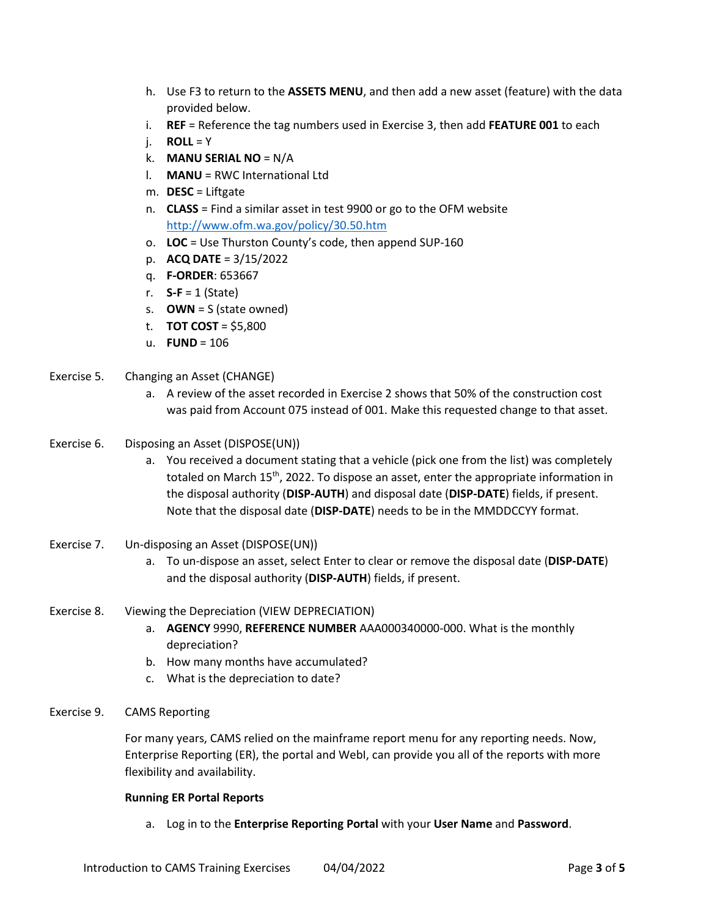h. Use F3 to return to the **ASSETS MENU**, and then add a new asset (feature) with the data provided below.
i. **REF** = Reference the tag numbers used in Exercise 3, then add **FEATURE 001** to each
j. **ROLL** = Y
k. **MANU SERIAL NO** = N/A
l. **MANU** = RWC International Ltd
m. **DESC** = Liftgate
n. **CLASS** = Find a similar asset in test 9900 or go to the OFM website http://www.ofm.wa.gov/policy/30.50.htm
o. **LOC** = Use Thurston County's code, then append SUP-160
p. **ACQ DATE** = 3/15/2022
q. **F-ORDER**: 653667
r. **S-F** = 1 (State)
s. **OWN** = S (state owned)
t. **TOT COST** = $5,800
u. **FUND** = 106

Exercise 5. Changing an Asset (CHANGE)

a. A review of the asset recorded in Exercise 2 shows that 50% of the construction cost was paid from Account 075 instead of 001. Make this requested change to that asset.

Exercise 6. Disposing an Asset (DISPOSE(UN))

a. You received a document stating that a vehicle (pick one from the list) was completely totaled on March 15th, 2022. To dispose an asset, enter the appropriate information in the disposal authority (**DISP-AUTH**) and disposal date (**DISP-DATE**) fields, if present. Note that the disposal date (**DISP-DATE**) needs to be in the MMDDCCYY format.

Exercise 7. Un-disposing an Asset (DISPOSE(UN))

a. To un-dispose an asset, select Enter to clear or remove the disposal date (**DISP-DATE**) and the disposal authority (**DISP-AUTH**) fields, if present.

Exercise 8. Viewing the Depreciation (VIEW DEPRECIATION)

a. **AGENCY** 9990, **REFERENCE NUMBER** AAA000340000-000. What is the monthly depreciation?
b. How many months have accumulated?
c. What is the depreciation to date?

Exercise 9. CAMS Reporting

For many years, CAMS relied on the mainframe report menu for any reporting needs. Now, Enterprise Reporting (ER), the portal and WebI, can provide you all of the reports with more flexibility and availability.

**Running ER Portal Reports**

a. Log in to the **Enterprise Reporting Portal** with your **User Name** and **Password**.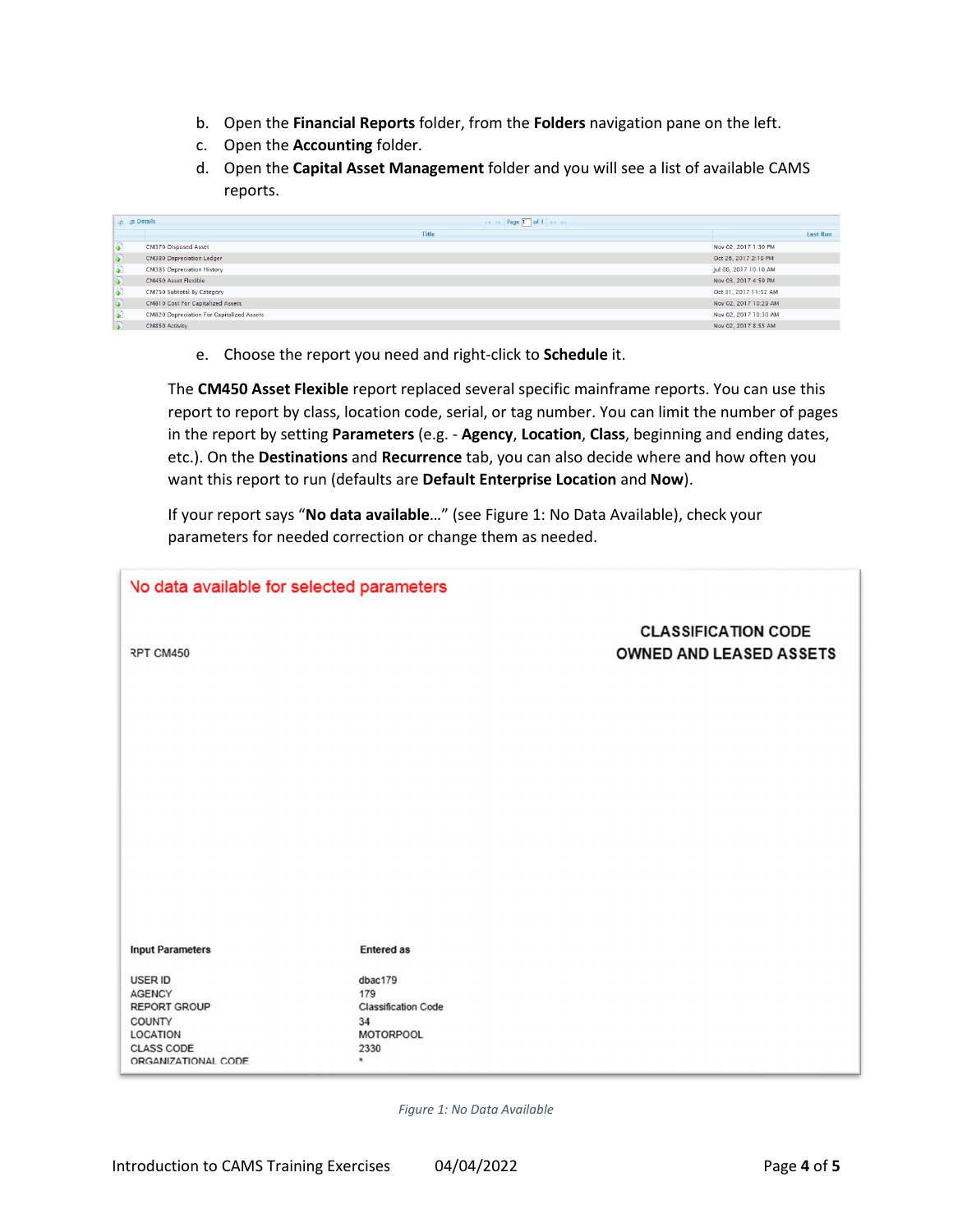b. Open the **Financial Reports** folder, from the **Folders** navigation pane on the left.
c. Open the **Accounting** folder.
d. Open the **Capital Asset Management** folder and you will see a list of available CAMS reports.

| Title | Last Run |
|---|---|
| CM370 Disposed Asset | Nov 02, 2017 1:30 PM |
| CM380 Depreciation Ledger | Oct 26, 2017 2:19 PM |
| CM385 Depreciation History | Jul 06, 2017 10:10 AM |
| CM450 Asset Flexible | Nov 03, 2017 4:59 PM |
| CM750 Subtotal By Category | Oct 31, 2017 11:52 AM |
| CM810 Cost For Capitalized Assets | Nov 02, 2017 10:29 AM |
| CM820 Depreciation For Capitalized Assets | Nov 02, 2017 10:30 AM |
| CM850 Activity | Nov 02, 2017 8:55 AM |

e. Choose the report you need and right-click to **Schedule** it.

The **CM450 Asset Flexible** report replaced several specific mainframe reports. You can use this report to report by class, location code, serial, or tag number. You can limit the number of pages in the report by setting **Parameters** (e.g. - **Agency**, **Location**, **Class**, beginning and ending dates, etc.). On the **Destinations** and **Recurrence** tab, you can also decide where and how often you want this report to run (defaults are **Default Enterprise Location** and **Now**).

If your report says "**No data available**…" (see Figure 1: No Data Available), check your parameters for needed correction or change them as needed.

No data available for selected parameters

RPT CM450

CLASSIFICATION CODE
OWNED AND LEASED ASSETS

| Input Parameters | Entered as |
|---|---|
| USER ID | dbac179 |
| AGENCY | 179 |
| REPORT GROUP | Classification Code |
| COUNTY | 34 |
| LOCATION | MOTORPOOL |
| CLASS CODE | 2330 |
| ORGANIZATIONAL CODE | * |

*Figure 1: No Data Available*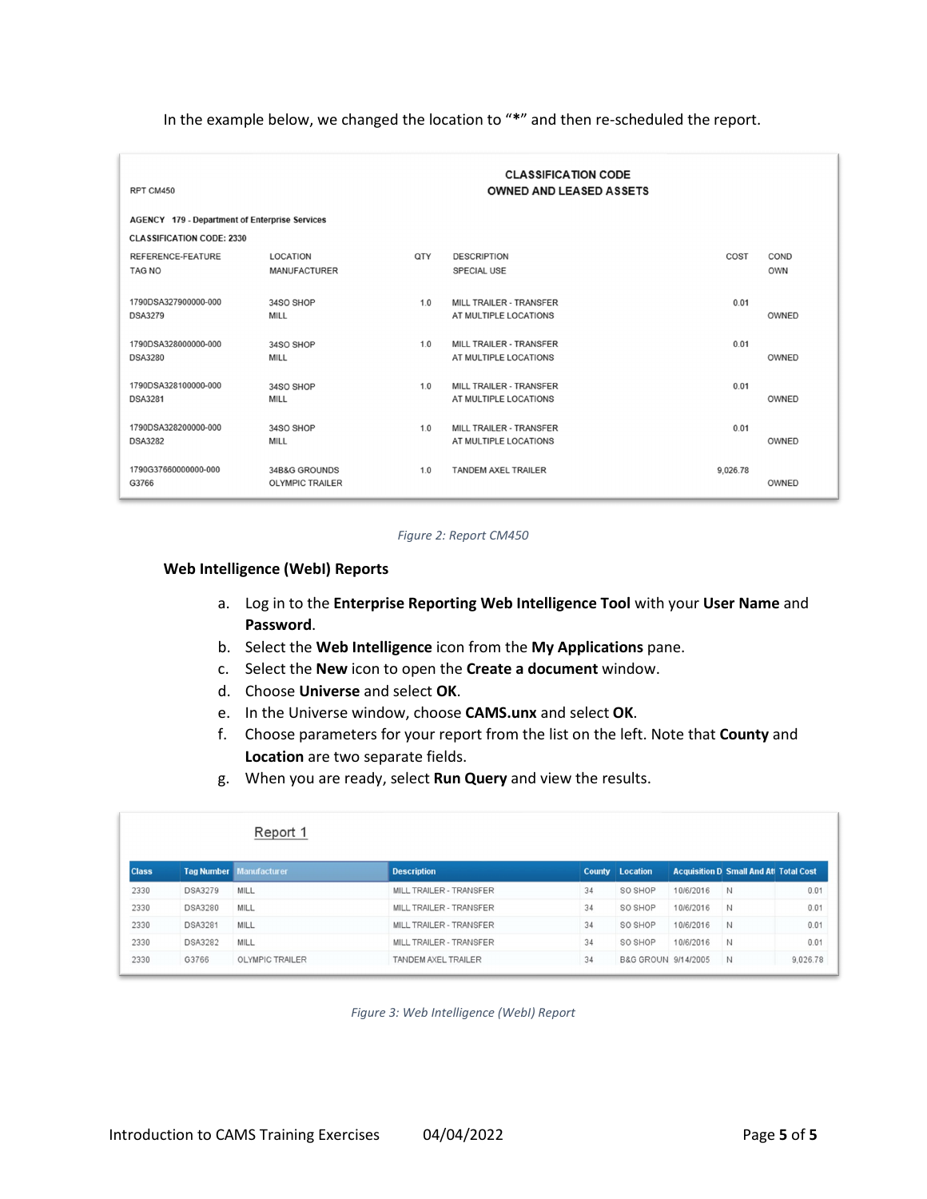In the example below, we changed the location to "*" and then re-scheduled the report.

RPT CM450

CLASSIFICATION CODE
OWNED AND LEASED ASSETS

AGENCY 179 - Department of Enterprise Services

CLASSIFICATION CODE: 2330

| REFERENCE-FEATURE<br>TAG NO | LOCATION<br>MANUFACTURER | QTY | DESCRIPTION<br>SPECIAL USE | COST | COND<br>OWN |
|---|---|---|---|---|---|
| 1790DSA327900000-000<br>DSA3279 | 34SO SHOP<br>MILL | 1.0 | MILL TRAILER - TRANSFER<br>AT MULTIPLE LOCATIONS | 0.01 | OWNED |
| 1790DSA328000000-000<br>DSA3280 | 34SO SHOP<br>MILL | 1.0 | MILL TRAILER - TRANSFER<br>AT MULTIPLE LOCATIONS | 0.01 | OWNED |
| 1790DSA328100000-000<br>DSA3281 | 34SO SHOP<br>MILL | 1.0 | MILL TRAILER - TRANSFER<br>AT MULTIPLE LOCATIONS | 0.01 | OWNED |
| 1790DSA328200000-000<br>DSA3282 | 34SO SHOP<br>MILL | 1.0 | MILL TRAILER - TRANSFER<br>AT MULTIPLE LOCATIONS | 0.01 | OWNED |
| 1790G37660000000-000<br>G3766 | 34B&G GROUNDS<br>OLYMPIC TRAILER | 1.0 | TANDEM AXEL TRAILER | 9,026.78 | OWNED |

*Figure 2: Report CM450*

**Web Intelligence (WebI) Reports**

a. Log in to the **Enterprise Reporting Web Intelligence Tool** with your **User Name** and **Password**.
b. Select the **Web Intelligence** icon from the **My Applications** pane.
c. Select the **New** icon to open the **Create a document** window.
d. Choose **Universe** and select **OK**.
e. In the Universe window, choose **CAMS.unx** and select **OK**.
f. Choose parameters for your report from the list on the left. Note that **County** and **Location** are two separate fields.
g. When you are ready, select **Run Query** and view the results.

Report 1

| Class | Tag Number | Manufacturer | Description | County | Location | Acquisition D | Small And Att | Total Cost |
|---|---|---|---|---|---|---|---|---|
| 2330 | DSA3279 | MILL | MILL TRAILER - TRANSFER | 34 | SO SHOP | 10/6/2016 | N | 0.01 |
| 2330 | DSA3280 | MILL | MILL TRAILER - TRANSFER | 34 | SO SHOP | 10/6/2016 | N | 0.01 |
| 2330 | DSA3281 | MILL | MILL TRAILER - TRANSFER | 34 | SO SHOP | 10/6/2016 | N | 0.01 |
| 2330 | DSA3282 | MILL | MILL TRAILER - TRANSFER | 34 | SO SHOP | 10/6/2016 | N | 0.01 |
| 2330 | G3766 | OLYMPIC TRAILER | TANDEM AXEL TRAILER | 34 | B&G GROUN | 9/14/2005 | N | 9,026.78 |

*Figure 3: Web Intelligence (WebI) Report*